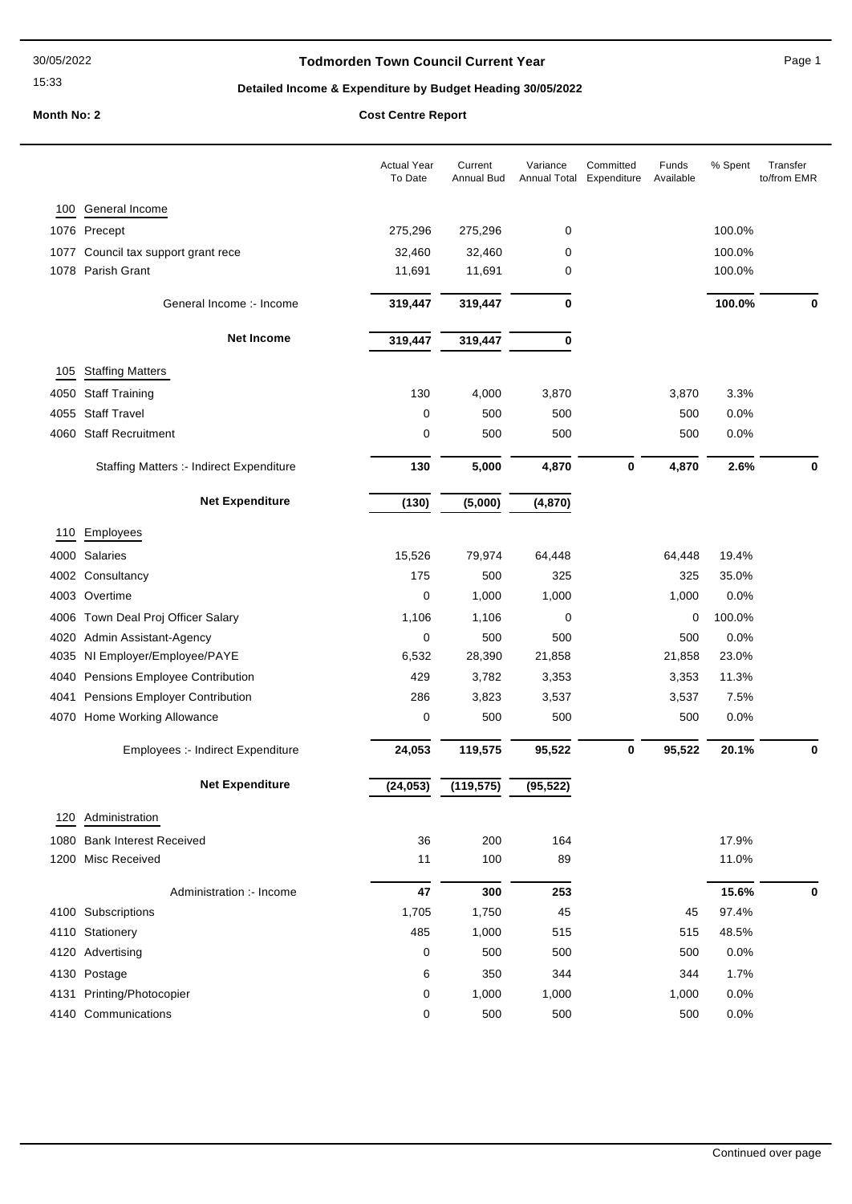# Todmorden Town Council Current Year

30/05/2022 15:33

**Detailed Income & Expenditure by Budget Heading 30/05/2022**

**Month No: 2** | **Cost Centre Report**

| | | Actual Year To Date | Current Annual Bud | Variance Annual Total | Committed Expenditure | Funds Available | % Spent | Transfer to/from EMR |
|---|---|---|---|---|---|---|---|---|
| 100 | General Income | | | | | | | |
| 1076 | Precept | 275,296 | 275,296 | 0 | | | 100.0% | |
| 1077 | Council tax support grant rece | 32,460 | 32,460 | 0 | | | 100.0% | |
| 1078 | Parish Grant | 11,691 | 11,691 | 0 | | | 100.0% | |
| | General Income :- Income | **319,447** | **319,447** | **0** | | | **100.0%** | **0** |
| | **Net Income** | **319,447** | **319,447** | **0** | | | | |
| 105 | Staffing Matters | | | | | | | |
| 4050 | Staff Training | 130 | 4,000 | 3,870 | | 3,870 | 3.3% | |
| 4055 | Staff Travel | 0 | 500 | 500 | | 500 | 0.0% | |
| 4060 | Staff Recruitment | 0 | 500 | 500 | | 500 | 0.0% | |
| | Staffing Matters :- Indirect Expenditure | **130** | **5,000** | **4,870** | **0** | **4,870** | **2.6%** | **0** |
| | **Net Expenditure** | **(130)** | **(5,000)** | **(4,870)** | | | | |
| 110 | Employees | | | | | | | |
| 4000 | Salaries | 15,526 | 79,974 | 64,448 | | 64,448 | 19.4% | |
| 4002 | Consultancy | 175 | 500 | 325 | | 325 | 35.0% | |
| 4003 | Overtime | 0 | 1,000 | 1,000 | | 1,000 | 0.0% | |
| 4006 | Town Deal Proj Officer Salary | 1,106 | 1,106 | 0 | | 0 | 100.0% | |
| 4020 | Admin Assistant-Agency | 0 | 500 | 500 | | 500 | 0.0% | |
| 4035 | NI Employer/Employee/PAYE | 6,532 | 28,390 | 21,858 | | 21,858 | 23.0% | |
| 4040 | Pensions Employee Contribution | 429 | 3,782 | 3,353 | | 3,353 | 11.3% | |
| 4041 | Pensions Employer Contribution | 286 | 3,823 | 3,537 | | 3,537 | 7.5% | |
| 4070 | Home Working Allowance | 0 | 500 | 500 | | 500 | 0.0% | |
| | Employees :- Indirect Expenditure | **24,053** | **119,575** | **95,522** | **0** | **95,522** | **20.1%** | **0** |
| | **Net Expenditure** | **(24,053)** | **(119,575)** | **(95,522)** | | | | |
| 120 | Administration | | | | | | | |
| 1080 | Bank Interest Received | 36 | 200 | 164 | | | 17.9% | |
| 1200 | Misc Received | 11 | 100 | 89 | | | 11.0% | |
| | Administration :- Income | **47** | **300** | **253** | | | **15.6%** | **0** |
| 4100 | Subscriptions | 1,705 | 1,750 | 45 | | 45 | 97.4% | |
| 4110 | Stationery | 485 | 1,000 | 515 | | 515 | 48.5% | |
| 4120 | Advertising | 0 | 500 | 500 | | 500 | 0.0% | |
| 4130 | Postage | 6 | 350 | 344 | | 344 | 1.7% | |
| 4131 | Printing/Photocopier | 0 | 1,000 | 1,000 | | 1,000 | 0.0% | |
| 4140 | Communications | 0 | 500 | 500 | | 500 | 0.0% | |

Continued over page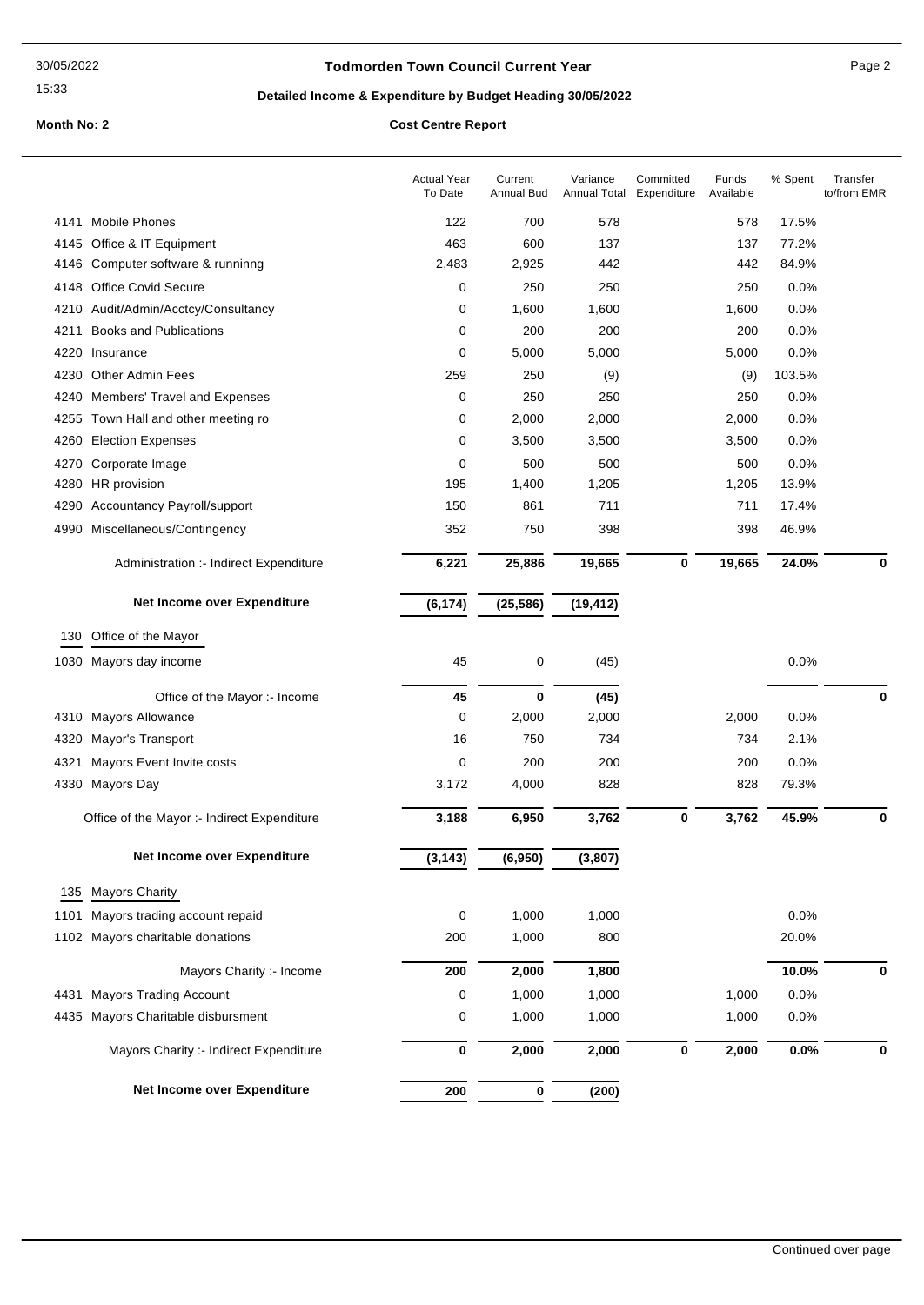**Todmorden Town Council Current Year**

**Detailed Income & Expenditure by Budget Heading 30/05/2022**

**Month No: 2** **Cost Centre Report**

| | | Actual Year To Date | Current Annual Bud | Variance Annual Total | Committed Expenditure | Funds Available | % Spent | Transfer to/from EMR |
|---|---|---|---|---|---|---|---|---|
| 4141 | Mobile Phones | 122 | 700 | 578 | | 578 | 17.5% | |
| 4145 | Office & IT Equipment | 463 | 600 | 137 | | 137 | 77.2% | |
| 4146 | Computer software & runninng | 2,483 | 2,925 | 442 | | 442 | 84.9% | |
| 4148 | Office Covid Secure | 0 | 250 | 250 | | 250 | 0.0% | |
| 4210 | Audit/Admin/Acctcy/Consultancy | 0 | 1,600 | 1,600 | | 1,600 | 0.0% | |
| 4211 | Books and Publications | 0 | 200 | 200 | | 200 | 0.0% | |
| 4220 | Insurance | 0 | 5,000 | 5,000 | | 5,000 | 0.0% | |
| 4230 | Other Admin Fees | 259 | 250 | (9) | | (9) | 103.5% | |
| 4240 | Members' Travel and Expenses | 0 | 250 | 250 | | 250 | 0.0% | |
| 4255 | Town Hall and other meeting ro | 0 | 2,000 | 2,000 | | 2,000 | 0.0% | |
| 4260 | Election Expenses | 0 | 3,500 | 3,500 | | 3,500 | 0.0% | |
| 4270 | Corporate Image | 0 | 500 | 500 | | 500 | 0.0% | |
| 4280 | HR provision | 195 | 1,400 | 1,205 | | 1,205 | 13.9% | |
| 4290 | Accountancy Payroll/support | 150 | 861 | 711 | | 711 | 17.4% | |
| 4990 | Miscellaneous/Contingency | 352 | 750 | 398 | | 398 | 46.9% | |
| | Administration :- Indirect Expenditure | **6,221** | **25,886** | **19,665** | **0** | **19,665** | **24.0%** | **0** |
| | **Net Income over Expenditure** | **(6,174)** | **(25,586)** | **(19,412)** | | | | |
| 130 | Office of the Mayor | | | | | | | |
| 1030 | Mayors day income | 45 | 0 | (45) | | | 0.0% | |
| | Office of the Mayor :- Income | **45** | **0** | **(45)** | | | | **0** |
| 4310 | Mayors Allowance | 0 | 2,000 | 2,000 | | 2,000 | 0.0% | |
| 4320 | Mayor's Transport | 16 | 750 | 734 | | 734 | 2.1% | |
| 4321 | Mayors Event Invite costs | 0 | 200 | 200 | | 200 | 0.0% | |
| 4330 | Mayors Day | 3,172 | 4,000 | 828 | | 828 | 79.3% | |
| | Office of the Mayor :- Indirect Expenditure | **3,188** | **6,950** | **3,762** | **0** | **3,762** | **45.9%** | **0** |
| | **Net Income over Expenditure** | **(3,143)** | **(6,950)** | **(3,807)** | | | | |
| 135 | Mayors Charity | | | | | | | |
| 1101 | Mayors trading account repaid | 0 | 1,000 | 1,000 | | | 0.0% | |
| 1102 | Mayors charitable donations | 200 | 1,000 | 800 | | | 20.0% | |
| | Mayors Charity :- Income | **200** | **2,000** | **1,800** | | | **10.0%** | **0** |
| 4431 | Mayors Trading Account | 0 | 1,000 | 1,000 | | 1,000 | 0.0% | |
| 4435 | Mayors Charitable disbursment | 0 | 1,000 | 1,000 | | 1,000 | 0.0% | |
| | Mayors Charity :- Indirect Expenditure | **0** | **2,000** | **2,000** | **0** | **2,000** | **0.0%** | **0** |
| | **Net Income over Expenditure** | **200** | **0** | **(200)** | | | | |

Continued over page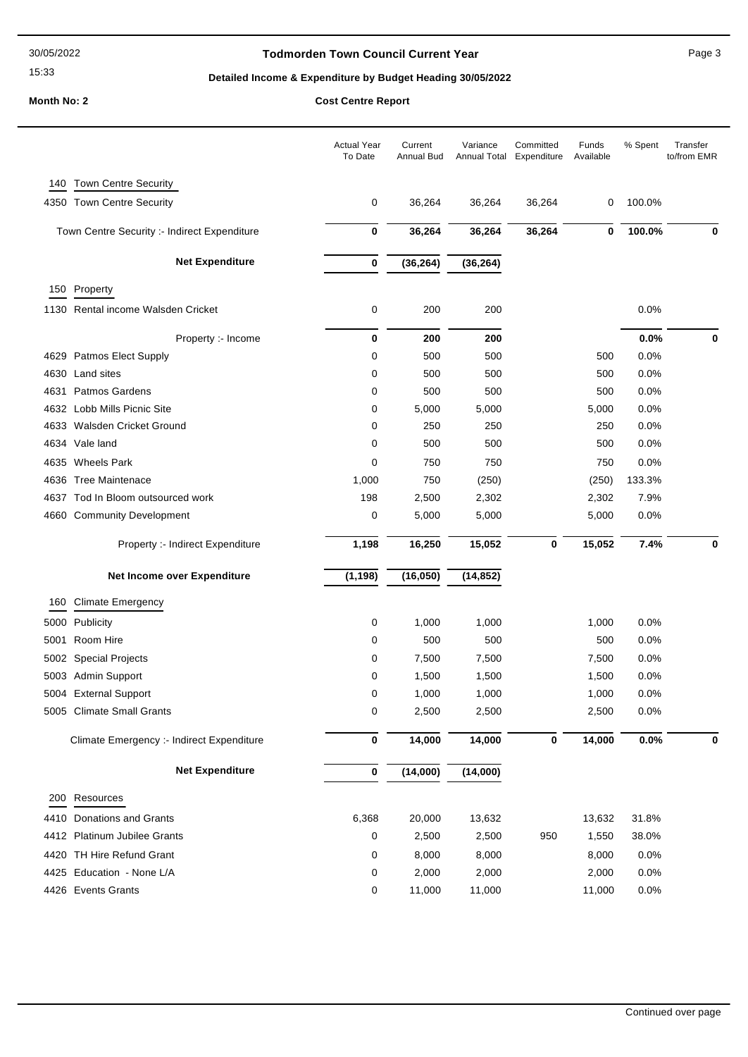**Todmorden Town Council Current Year**

**Detailed Income & Expenditure by Budget Heading 30/05/2022**

**Month No: 2** **Cost Centre Report**

| | Actual Year To Date | Current Annual Bud | Variance Annual Total | Committed Expenditure | Funds Available | % Spent | Transfer to/from EMR |
|---|---|---|---|---|---|---|---|
| **140 Town Centre Security** | | | | | | | |
| 4350 Town Centre Security | 0 | 36,264 | 36,264 | 36,264 | 0 | 100.0% | |
| Town Centre Security :- Indirect Expenditure | **0** | **36,264** | **36,264** | **36,264** | **0** | **100.0%** | **0** |
| **Net Expenditure** | **0** | **(36,264)** | **(36,264)** | | | | |
| **150 Property** | | | | | | | |
| 1130 Rental income Walsden Cricket | 0 | 200 | 200 | | | 0.0% | |
| Property :- Income | **0** | **200** | **200** | | | **0.0%** | **0** |
| 4629 Patmos Elect Supply | 0 | 500 | 500 | | 500 | 0.0% | |
| 4630 Land sites | 0 | 500 | 500 | | 500 | 0.0% | |
| 4631 Patmos Gardens | 0 | 500 | 500 | | 500 | 0.0% | |
| 4632 Lobb Mills Picnic Site | 0 | 5,000 | 5,000 | | 5,000 | 0.0% | |
| 4633 Walsden Cricket Ground | 0 | 250 | 250 | | 250 | 0.0% | |
| 4634 Vale land | 0 | 500 | 500 | | 500 | 0.0% | |
| 4635 Wheels Park | 0 | 750 | 750 | | 750 | 0.0% | |
| 4636 Tree Maintenace | 1,000 | 750 | (250) | | (250) | 133.3% | |
| 4637 Tod In Bloom outsourced work | 198 | 2,500 | 2,302 | | 2,302 | 7.9% | |
| 4660 Community Development | 0 | 5,000 | 5,000 | | 5,000 | 0.0% | |
| Property :- Indirect Expenditure | **1,198** | **16,250** | **15,052** | **0** | **15,052** | **7.4%** | **0** |
| **Net Income over Expenditure** | **(1,198)** | **(16,050)** | **(14,852)** | | | | |
| **160 Climate Emergency** | | | | | | | |
| 5000 Publicity | 0 | 1,000 | 1,000 | | 1,000 | 0.0% | |
| 5001 Room Hire | 0 | 500 | 500 | | 500 | 0.0% | |
| 5002 Special Projects | 0 | 7,500 | 7,500 | | 7,500 | 0.0% | |
| 5003 Admin Support | 0 | 1,500 | 1,500 | | 1,500 | 0.0% | |
| 5004 External Support | 0 | 1,000 | 1,000 | | 1,000 | 0.0% | |
| 5005 Climate Small Grants | 0 | 2,500 | 2,500 | | 2,500 | 0.0% | |
| Climate Emergency :- Indirect Expenditure | **0** | **14,000** | **14,000** | **0** | **14,000** | **0.0%** | **0** |
| **Net Expenditure** | **0** | **(14,000)** | **(14,000)** | | | | |
| **200 Resources** | | | | | | | |
| 4410 Donations and Grants | 6,368 | 20,000 | 13,632 | | 13,632 | 31.8% | |
| 4412 Platinum Jubilee Grants | 0 | 2,500 | 2,500 | 950 | 1,550 | 38.0% | |
| 4420 TH Hire Refund Grant | 0 | 8,000 | 8,000 | | 8,000 | 0.0% | |
| 4425 Education - None L/A | 0 | 2,000 | 2,000 | | 2,000 | 0.0% | |
| 4426 Events Grants | 0 | 11,000 | 11,000 | | 11,000 | 0.0% | |

Continued over page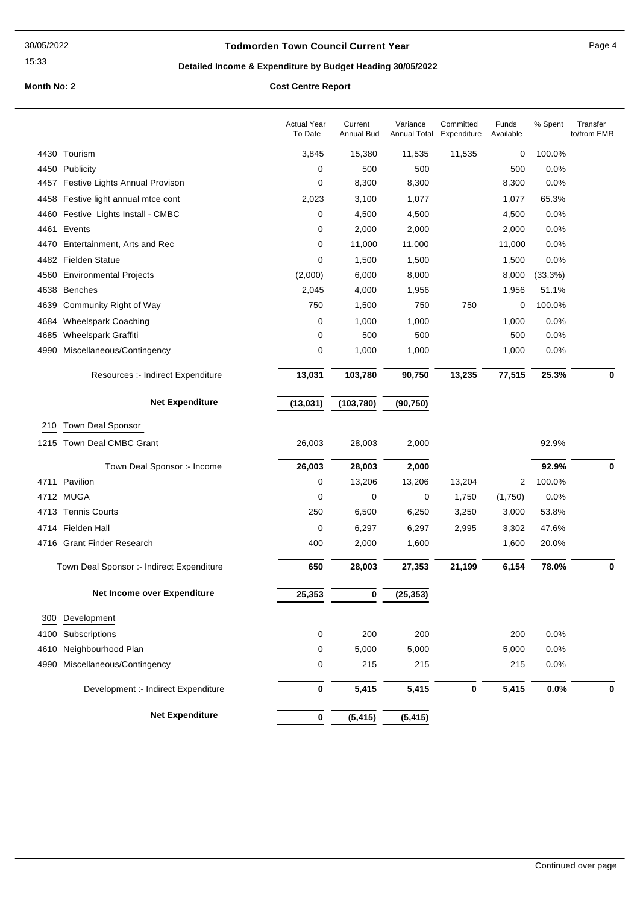# Todmorden Town Council Current Year

## Detailed Income & Expenditure by Budget Heading 30/05/2022

**Month No: 2** **Cost Centre Report**

| | | Actual Year To Date | Current Annual Bud | Variance Annual Total | Committed Expenditure | Funds Available | % Spent | Transfer to/from EMR |
|---|---|---|---|---|---|---|---|---|
| 4430 | Tourism | 3,845 | 15,380 | 11,535 | 11,535 | 0 | 100.0% | |
| 4450 | Publicity | 0 | 500 | 500 | | 500 | 0.0% | |
| 4457 | Festive Lights Annual Provison | 0 | 8,300 | 8,300 | | 8,300 | 0.0% | |
| 4458 | Festive light annual mtce cont | 2,023 | 3,100 | 1,077 | | 1,077 | 65.3% | |
| 4460 | Festive Lights Install - CMBC | 0 | 4,500 | 4,500 | | 4,500 | 0.0% | |
| 4461 | Events | 0 | 2,000 | 2,000 | | 2,000 | 0.0% | |
| 4470 | Entertainment, Arts and Rec | 0 | 11,000 | 11,000 | | 11,000 | 0.0% | |
| 4482 | Fielden Statue | 0 | 1,500 | 1,500 | | 1,500 | 0.0% | |
| 4560 | Environmental Projects | (2,000) | 6,000 | 8,000 | | 8,000 | (33.3%) | |
| 4638 | Benches | 2,045 | 4,000 | 1,956 | | 1,956 | 51.1% | |
| 4639 | Community Right of Way | 750 | 1,500 | 750 | 750 | 0 | 100.0% | |
| 4684 | Wheelspark Coaching | 0 | 1,000 | 1,000 | | 1,000 | 0.0% | |
| 4685 | Wheelspark Graffiti | 0 | 500 | 500 | | 500 | 0.0% | |
| 4990 | Miscellaneous/Contingency | 0 | 1,000 | 1,000 | | 1,000 | 0.0% | |
| | Resources :- Indirect Expenditure | **13,031** | **103,780** | **90,750** | **13,235** | **77,515** | **25.3%** | **0** |
| | **Net Expenditure** | **(13,031)** | **(103,780)** | **(90,750)** | | | | |
| 210 | Town Deal Sponsor | | | | | | | |
| 1215 | Town Deal CMBC Grant | 26,003 | 28,003 | 2,000 | | | 92.9% | |
| | Town Deal Sponsor :- Income | **26,003** | **28,003** | **2,000** | | | **92.9%** | **0** |
| 4711 | Pavilion | 0 | 13,206 | 13,206 | 13,204 | 2 | 100.0% | |
| 4712 | MUGA | 0 | 0 | 0 | 1,750 | (1,750) | 0.0% | |
| 4713 | Tennis Courts | 250 | 6,500 | 6,250 | 3,250 | 3,000 | 53.8% | |
| 4714 | Fielden Hall | 0 | 6,297 | 6,297 | 2,995 | 3,302 | 47.6% | |
| 4716 | Grant Finder Research | 400 | 2,000 | 1,600 | | 1,600 | 20.0% | |
| | Town Deal Sponsor :- Indirect Expenditure | **650** | **28,003** | **27,353** | **21,199** | **6,154** | **78.0%** | **0** |
| | **Net Income over Expenditure** | **25,353** | **0** | **(25,353)** | | | | |
| 300 | Development | | | | | | | |
| 4100 | Subscriptions | 0 | 200 | 200 | | 200 | 0.0% | |
| 4610 | Neighbourhood Plan | 0 | 5,000 | 5,000 | | 5,000 | 0.0% | |
| 4990 | Miscellaneous/Contingency | 0 | 215 | 215 | | 215 | 0.0% | |
| | Development :- Indirect Expenditure | **0** | **5,415** | **5,415** | **0** | **5,415** | **0.0%** | **0** |
| | **Net Expenditure** | **0** | **(5,415)** | **(5,415)** | | | | |

Continued over page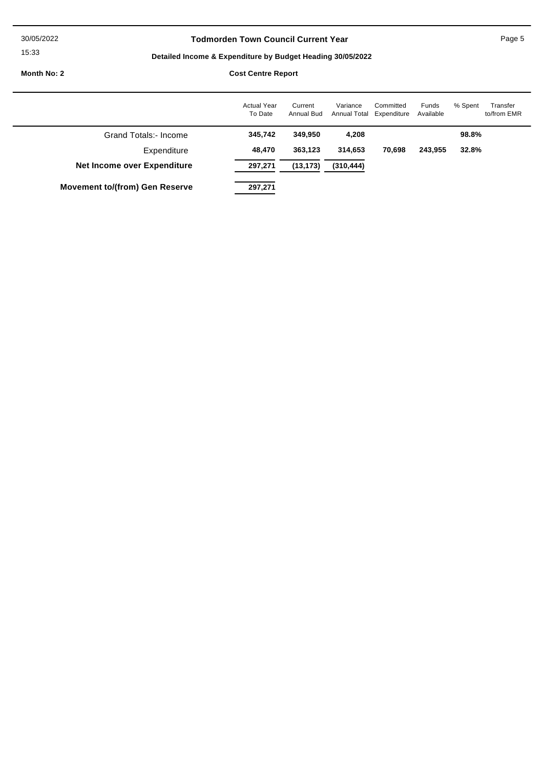30/05/2022

15:33

**Todmorden Town Council Current Year**

**Detailed Income & Expenditure by Budget Heading 30/05/2022**

**Month No: 2**

**Cost Centre Report**

| | Actual Year To Date | Current Annual Bud | Variance Annual Total | Committed Expenditure | Funds Available | % Spent | Transfer to/from EMR |
|---|---|---|---|---|---|---|---|
| Grand Totals:- Income | **345,742** | **349,950** | **4,208** | | | **98.8%** | |
| Expenditure | **48,470** | **363,123** | **314,653** | **70,698** | **243,955** | **32.8%** | |
| **Net Income over Expenditure** | **297,271** | **(13,173)** | **(310,444)** | | | | |
| **Movement to/(from) Gen Reserve** | **297,271** | | | | | | |